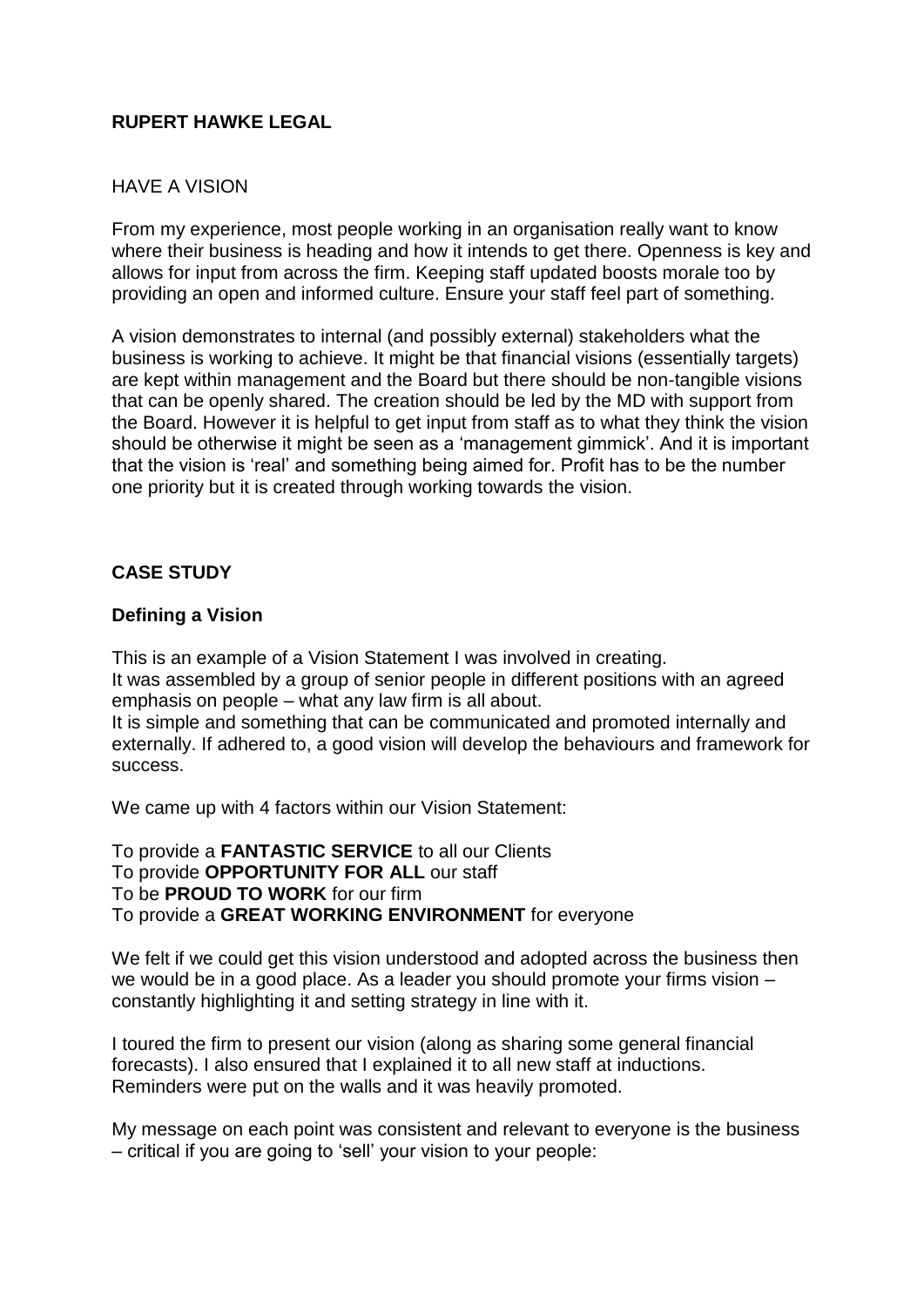**RUPERT HAWKE LEGAL**

HAVE A VISION

From my experience, most people working in an organisation really want to know where their business is heading and how it intends to get there. Openness is key and allows for input from across the firm. Keeping staff updated boosts morale too by providing an open and informed culture. Ensure your staff feel part of something.

A vision demonstrates to internal (and possibly external) stakeholders what the business is working to achieve. It might be that financial visions (essentially targets) are kept within management and the Board but there should be non-tangible visions that can be openly shared. The creation should be led by the MD with support from the Board. However it is helpful to get input from staff as to what they think the vision should be otherwise it might be seen as a 'management gimmick'. And it is important that the vision is 'real' and something being aimed for. Profit has to be the number one priority but it is created through working towards the vision.

**CASE STUDY**

**Defining a Vision**

This is an example of a Vision Statement I was involved in creating.
It was assembled by a group of senior people in different positions with an agreed emphasis on people – what any law firm is all about.
It is simple and something that can be communicated and promoted internally and externally. If adhered to, a good vision will develop the behaviours and framework for success.

We came up with 4 factors within our Vision Statement:

To provide a **FANTASTIC SERVICE** to all our Clients
To provide **OPPORTUNITY FOR ALL** our staff
To be **PROUD TO WORK** for our firm
To provide a **GREAT WORKING ENVIRONMENT** for everyone

We felt if we could get this vision understood and adopted across the business then we would be in a good place. As a leader you should promote your firms vision – constantly highlighting it and setting strategy in line with it.

I toured the firm to present our vision (along as sharing some general financial forecasts). I also ensured that I explained it to all new staff at inductions. Reminders were put on the walls and it was heavily promoted.

My message on each point was consistent and relevant to everyone is the business – critical if you are going to 'sell' your vision to your people: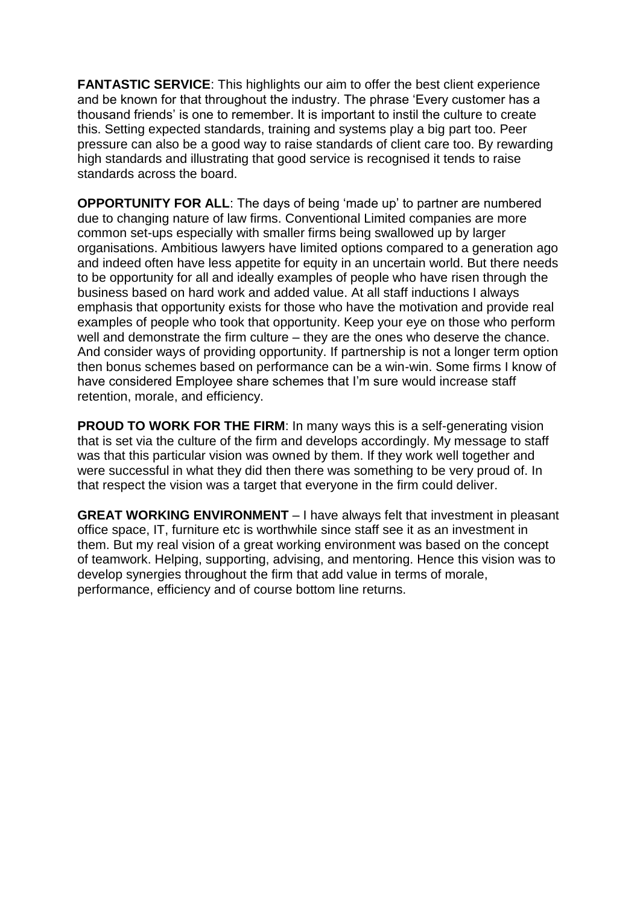**FANTASTIC SERVICE**: This highlights our aim to offer the best client experience and be known for that throughout the industry. The phrase 'Every customer has a thousand friends' is one to remember. It is important to instil the culture to create this. Setting expected standards, training and systems play a big part too. Peer pressure can also be a good way to raise standards of client care too. By rewarding high standards and illustrating that good service is recognised it tends to raise standards across the board.

**OPPORTUNITY FOR ALL**: The days of being 'made up' to partner are numbered due to changing nature of law firms. Conventional Limited companies are more common set-ups especially with smaller firms being swallowed up by larger organisations. Ambitious lawyers have limited options compared to a generation ago and indeed often have less appetite for equity in an uncertain world. But there needs to be opportunity for all and ideally examples of people who have risen through the business based on hard work and added value. At all staff inductions I always emphasis that opportunity exists for those who have the motivation and provide real examples of people who took that opportunity. Keep your eye on those who perform well and demonstrate the firm culture – they are the ones who deserve the chance. And consider ways of providing opportunity. If partnership is not a longer term option then bonus schemes based on performance can be a win-win. Some firms I know of have considered Employee share schemes that I'm sure would increase staff retention, morale, and efficiency.

**PROUD TO WORK FOR THE FIRM**: In many ways this is a self-generating vision that is set via the culture of the firm and develops accordingly. My message to staff was that this particular vision was owned by them. If they work well together and were successful in what they did then there was something to be very proud of. In that respect the vision was a target that everyone in the firm could deliver.

**GREAT WORKING ENVIRONMENT** – I have always felt that investment in pleasant office space, IT, furniture etc is worthwhile since staff see it as an investment in them. But my real vision of a great working environment was based on the concept of teamwork. Helping, supporting, advising, and mentoring. Hence this vision was to develop synergies throughout the firm that add value in terms of morale, performance, efficiency and of course bottom line returns.